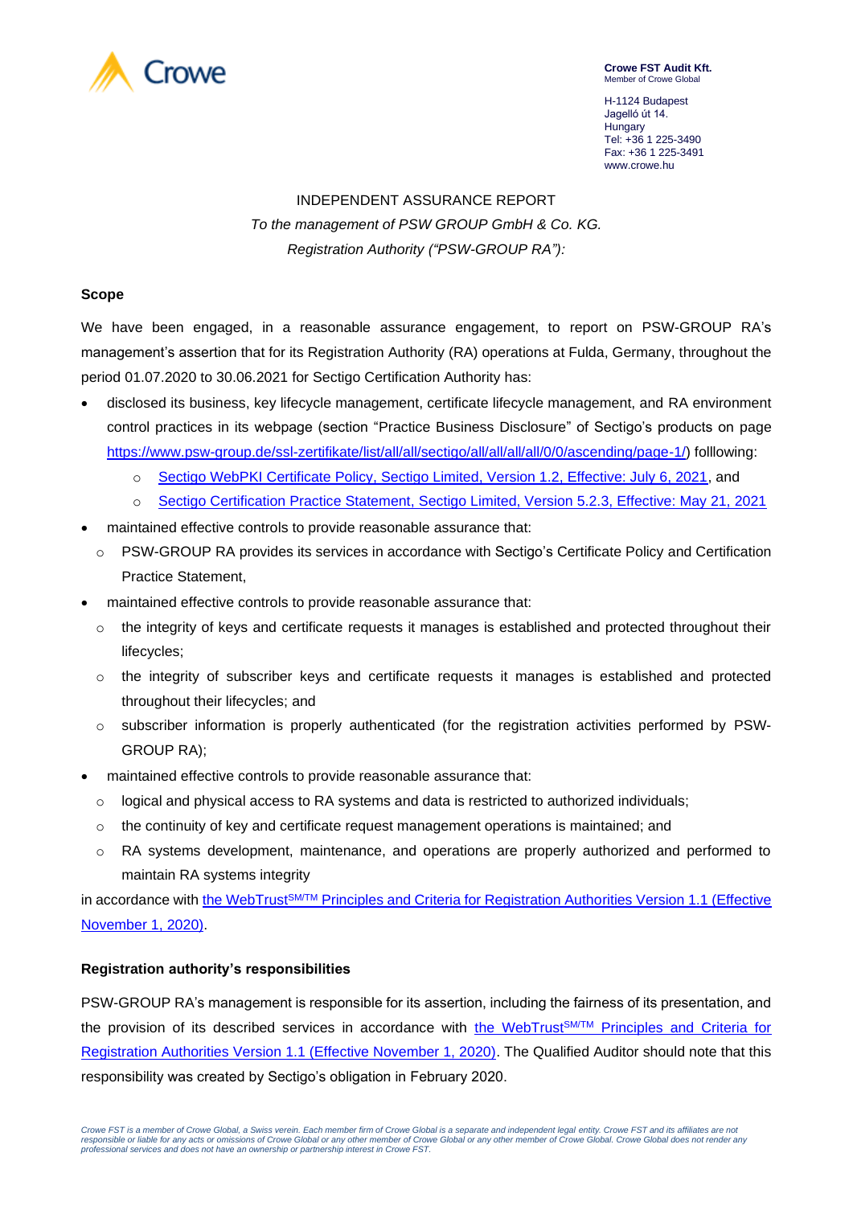**Crowe FST Audit Kft.**
Member of Crowe Global

H-1124 Budapest
Jagelló út 14.
Hungary
Tel: +36 1 225-3490
Fax: +36 1 225-3491
www.crowe.hu

# INDEPENDENT ASSURANCE REPORT

*To the management of PSW GROUP GmbH & Co. KG.*

*Registration Authority ("PSW-GROUP RA"):*

**Scope**

We have been engaged, in a reasonable assurance engagement, to report on PSW-GROUP RA's management's assertion that for its Registration Authority (RA) operations at Fulda, Germany, throughout the period 01.07.2020 to 30.06.2021 for Sectigo Certification Authority has:

- disclosed its business, key lifecycle management, certificate lifecycle management, and RA environment control practices in its webpage (section "Practice Business Disclosure" of Sectigo's products on page https://www.psw-group.de/ssl-zertifikate/list/all/all/sectigo/all/all/all/all/0/0/ascending/page-1/) folllowing:
  - Sectigo WebPKI Certificate Policy, Sectigo Limited, Version 1.2, Effective: July 6, 2021, and
  - Sectigo Certification Practice Statement, Sectigo Limited, Version 5.2.3, Effective: May 21, 2021
- maintained effective controls to provide reasonable assurance that:
  - PSW-GROUP RA provides its services in accordance with Sectigo's Certificate Policy and Certification Practice Statement,
- maintained effective controls to provide reasonable assurance that:
  - the integrity of keys and certificate requests it manages is established and protected throughout their lifecycles;
  - the integrity of subscriber keys and certificate requests it manages is established and protected throughout their lifecycles; and
  - subscriber information is properly authenticated (for the registration activities performed by PSW-GROUP RA);
- maintained effective controls to provide reasonable assurance that:
  - logical and physical access to RA systems and data is restricted to authorized individuals;
  - the continuity of key and certificate request management operations is maintained; and
  - RA systems development, maintenance, and operations are properly authorized and performed to maintain RA systems integrity

in accordance with the WebTrust[SM/TM] Principles and Criteria for Registration Authorities Version 1.1 (Effective November 1, 2020).

**Registration authority's responsibilities**

PSW-GROUP RA's management is responsible for its assertion, including the fairness of its presentation, and the provision of its described services in accordance with the WebTrust[SM/TM] Principles and Criteria for Registration Authorities Version 1.1 (Effective November 1, 2020). The Qualified Auditor should note that this responsibility was created by Sectigo's obligation in February 2020.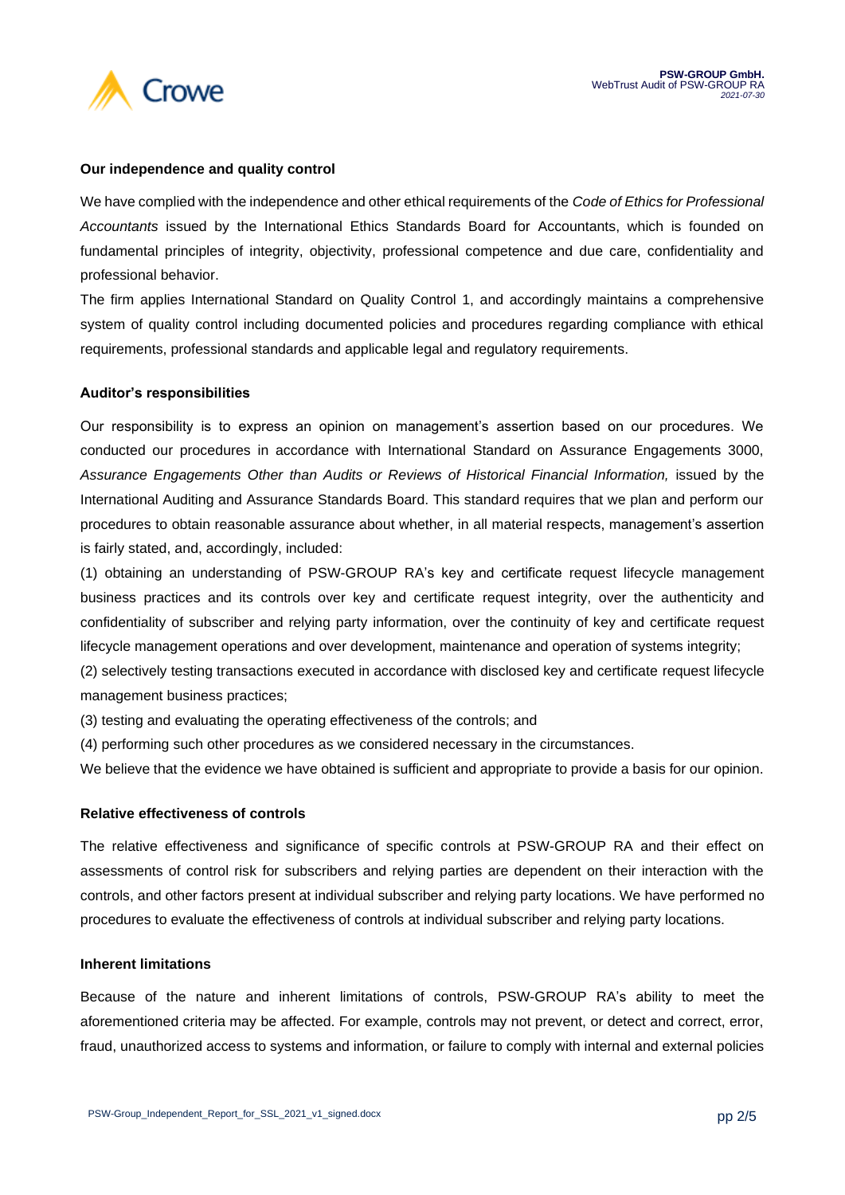### Our independence and quality control

We have complied with the independence and other ethical requirements of the *Code of Ethics for Professional Accountants* issued by the International Ethics Standards Board for Accountants, which is founded on fundamental principles of integrity, objectivity, professional competence and due care, confidentiality and professional behavior.

The firm applies International Standard on Quality Control 1, and accordingly maintains a comprehensive system of quality control including documented policies and procedures regarding compliance with ethical requirements, professional standards and applicable legal and regulatory requirements.

### Auditor's responsibilities

Our responsibility is to express an opinion on management's assertion based on our procedures. We conducted our procedures in accordance with International Standard on Assurance Engagements 3000, *Assurance Engagements Other than Audits or Reviews of Historical Financial Information,* issued by the International Auditing and Assurance Standards Board. This standard requires that we plan and perform our procedures to obtain reasonable assurance about whether, in all material respects, management's assertion is fairly stated, and, accordingly, included:

(1) obtaining an understanding of PSW-GROUP RA's key and certificate request lifecycle management business practices and its controls over key and certificate request integrity, over the authenticity and confidentiality of subscriber and relying party information, over the continuity of key and certificate request lifecycle management operations and over development, maintenance and operation of systems integrity;

(2) selectively testing transactions executed in accordance with disclosed key and certificate request lifecycle management business practices;

(3) testing and evaluating the operating effectiveness of the controls; and

(4) performing such other procedures as we considered necessary in the circumstances.

We believe that the evidence we have obtained is sufficient and appropriate to provide a basis for our opinion.

### Relative effectiveness of controls

The relative effectiveness and significance of specific controls at PSW-GROUP RA and their effect on assessments of control risk for subscribers and relying parties are dependent on their interaction with the controls, and other factors present at individual subscriber and relying party locations. We have performed no procedures to evaluate the effectiveness of controls at individual subscriber and relying party locations.

### Inherent limitations

Because of the nature and inherent limitations of controls, PSW-GROUP RA's ability to meet the aforementioned criteria may be affected. For example, controls may not prevent, or detect and correct, error, fraud, unauthorized access to systems and information, or failure to comply with internal and external policies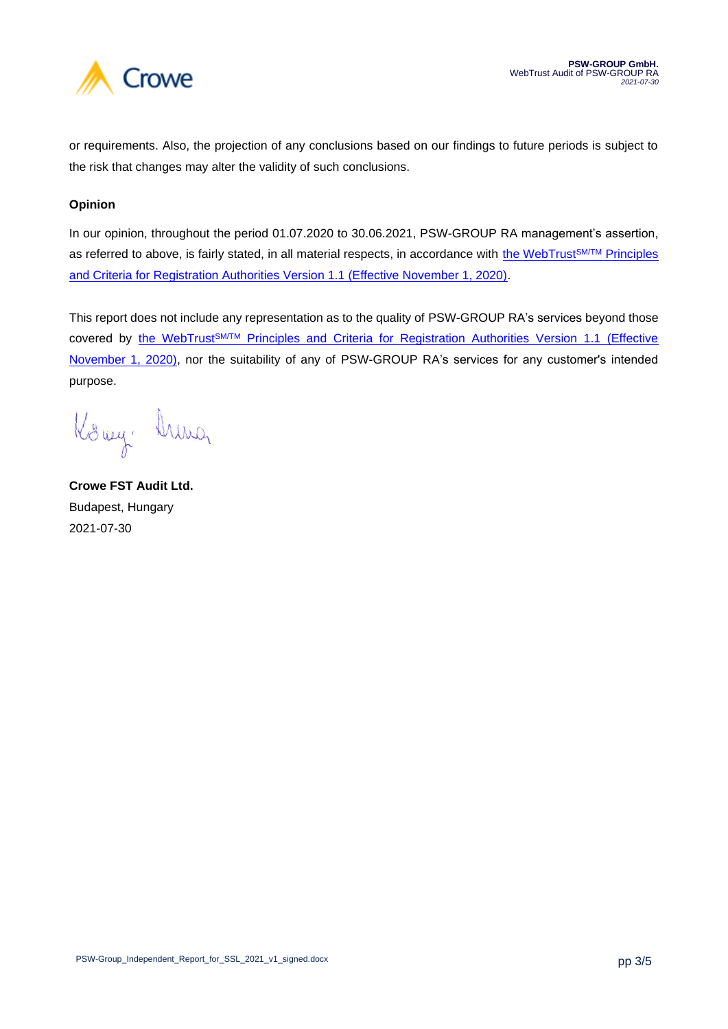or requirements. Also, the projection of any conclusions based on our findings to future periods is subject to the risk that changes may alter the validity of such conclusions.

**Opinion**

In our opinion, throughout the period 01.07.2020 to 30.06.2021, PSW-GROUP RA management's assertion, as referred to above, is fairly stated, in all material respects, in accordance with the WebTrust[SM/TM] Principles and Criteria for Registration Authorities Version 1.1 (Effective November 1, 2020).

This report does not include any representation as to the quality of PSW-GROUP RA's services beyond those covered by the WebTrust[SM/TM] Principles and Criteria for Registration Authorities Version 1.1 (Effective November 1, 2020), nor the suitability of any of PSW-GROUP RA's services for any customer's intended purpose.

**Crowe FST Audit Ltd.**
Budapest, Hungary
2021-07-30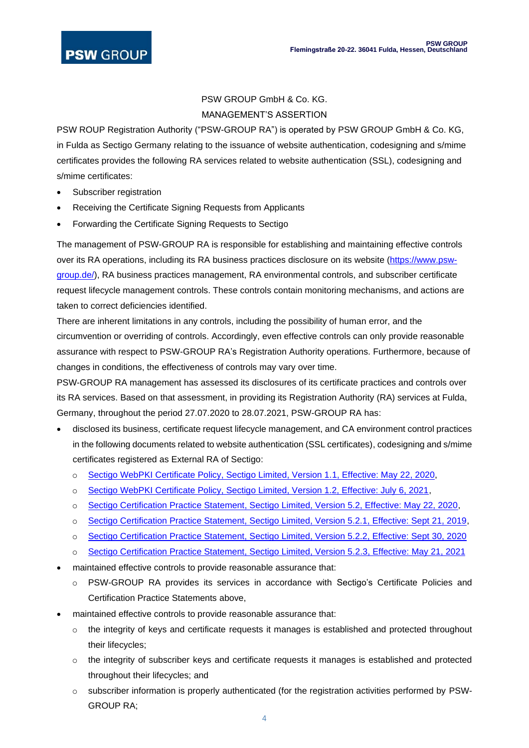PSW GROUP GmbH & Co. KG.

MANAGEMENT'S ASSERTION

PSW ROUP Registration Authority ("PSW-GROUP RA") is operated by PSW GROUP GmbH & Co. KG, in Fulda as Sectigo Germany relating to the issuance of website authentication, codesigning and s/mime certificates provides the following RA services related to website authentication (SSL), codesigning and s/mime certificates:

- Subscriber registration
- Receiving the Certificate Signing Requests from Applicants
- Forwarding the Certificate Signing Requests to Sectigo

The management of PSW-GROUP RA is responsible for establishing and maintaining effective controls over its RA operations, including its RA business practices disclosure on its website (https://www.psw-group.de/), RA business practices management, RA environmental controls, and subscriber certificate request lifecycle management controls. These controls contain monitoring mechanisms, and actions are taken to correct deficiencies identified.

There are inherent limitations in any controls, including the possibility of human error, and the circumvention or overriding of controls. Accordingly, even effective controls can only provide reasonable assurance with respect to PSW-GROUP RA's Registration Authority operations. Furthermore, because of changes in conditions, the effectiveness of controls may vary over time.

PSW-GROUP RA management has assessed its disclosures of its certificate practices and controls over its RA services. Based on that assessment, in providing its Registration Authority (RA) services at Fulda, Germany, throughout the period 27.07.2020 to 28.07.2021, PSW-GROUP RA has:

- disclosed its business, certificate request lifecycle management, and CA environment control practices in the following documents related to website authentication (SSL certificates), codesigning and s/mime certificates registered as External RA of Sectigo:
  - Sectigo WebPKI Certificate Policy, Sectigo Limited, Version 1.1, Effective: May 22, 2020,
  - Sectigo WebPKI Certificate Policy, Sectigo Limited, Version 1.2, Effective: July 6, 2021,
  - Sectigo Certification Practice Statement, Sectigo Limited, Version 5.2, Effective: May 22, 2020,
  - Sectigo Certification Practice Statement, Sectigo Limited, Version 5.2.1, Effective: Sept 21, 2019,
  - Sectigo Certification Practice Statement, Sectigo Limited, Version 5.2.2, Effective: Sept 30, 2020
  - Sectigo Certification Practice Statement, Sectigo Limited, Version 5.2.3, Effective: May 21, 2021
- maintained effective controls to provide reasonable assurance that:
  - PSW-GROUP RA provides its services in accordance with Sectigo's Certificate Policies and Certification Practice Statements above,
- maintained effective controls to provide reasonable assurance that:
  - the integrity of keys and certificate requests it manages is established and protected throughout their lifecycles;
  - the integrity of subscriber keys and certificate requests it manages is established and protected throughout their lifecycles; and
  - subscriber information is properly authenticated (for the registration activities performed by PSW-GROUP RA;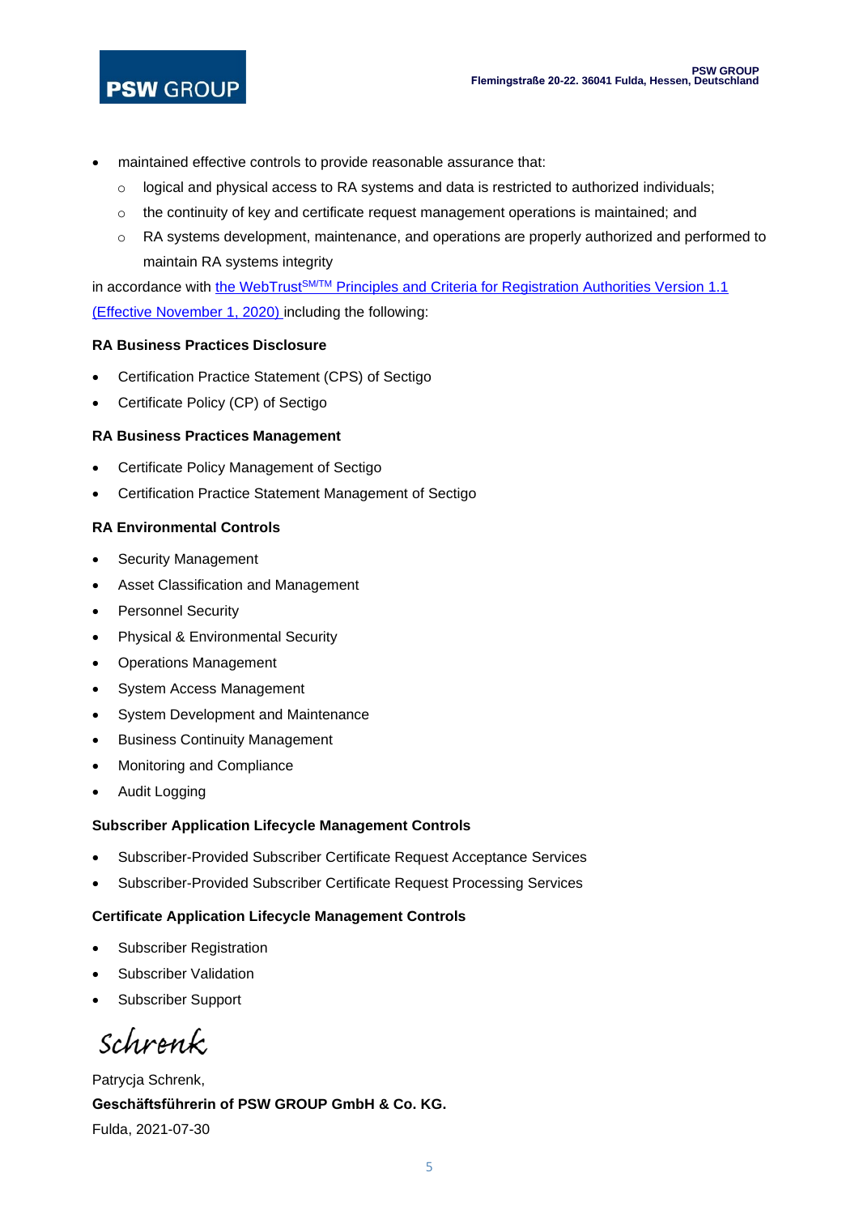- maintained effective controls to provide reasonable assurance that:
  - logical and physical access to RA systems and data is restricted to authorized individuals;
  - the continuity of key and certificate request management operations is maintained; and
  - RA systems development, maintenance, and operations are properly authorized and performed to maintain RA systems integrity

in accordance with the WebTrust[SM/TM] Principles and Criteria for Registration Authorities Version 1.1 (Effective November 1, 2020) including the following:

**RA Business Practices Disclosure**

- Certification Practice Statement (CPS) of Sectigo
- Certificate Policy (CP) of Sectigo

**RA Business Practices Management**

- Certificate Policy Management of Sectigo
- Certification Practice Statement Management of Sectigo

**RA Environmental Controls**

- Security Management
- Asset Classification and Management
- Personnel Security
- Physical & Environmental Security
- Operations Management
- System Access Management
- System Development and Maintenance
- Business Continuity Management
- Monitoring and Compliance
- Audit Logging

**Subscriber Application Lifecycle Management Controls**

- Subscriber-Provided Subscriber Certificate Request Acceptance Services
- Subscriber-Provided Subscriber Certificate Request Processing Services

**Certificate Application Lifecycle Management Controls**

- Subscriber Registration
- Subscriber Validation
- Subscriber Support

Schrenk

Patrycja Schrenk,

**Geschäftsführerin of PSW GROUP GmbH & Co. KG.**

Fulda, 2021-07-30